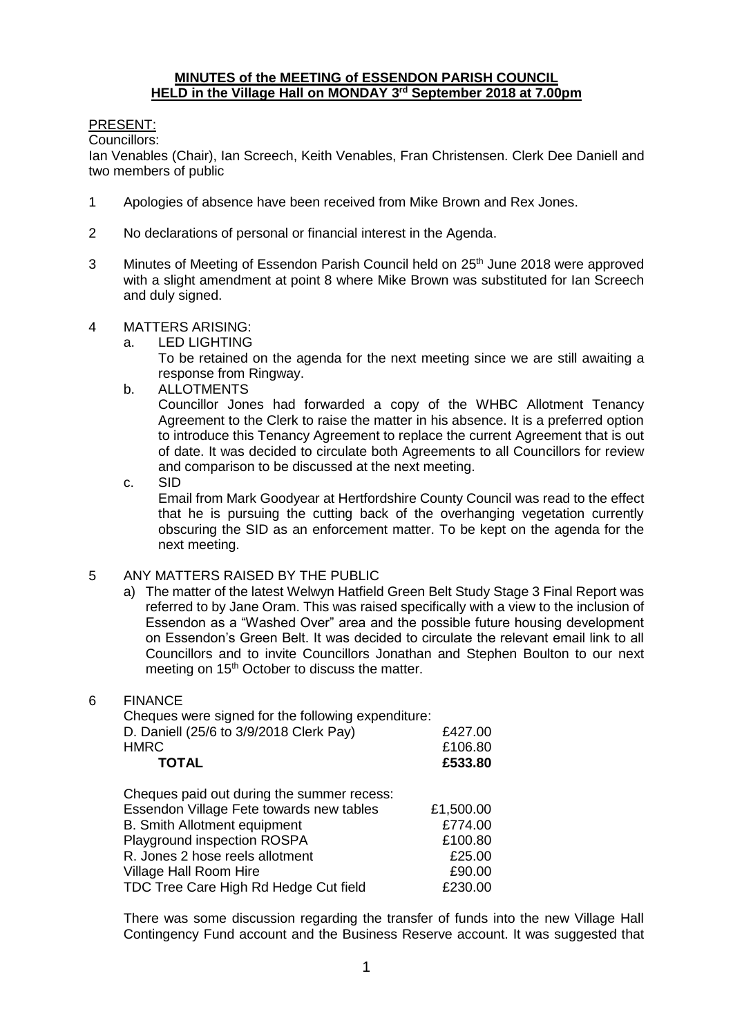# **MINUTES of the MEETING of ESSENDON PARISH COUNCIL HELD in the Village Hall on MONDAY 3rd September 2018 at 7.00pm**

PRESENT:

Councillors:

Ian Venables (Chair), Ian Screech, Keith Venables, Fran Christensen. Clerk Dee Daniell and two members of public

1 Apologies of absence have been received from Mike Brown and Rex Jones.

2 No declarations of personal or financial interest in the Agenda.

3 Minutes of Meeting of Essendon Parish Council held on 25th June 2018 were approved with a slight amendment at point 8 where Mike Brown was substituted for Ian Screech and duly signed.

4 MATTERS ARISING:

a. LED LIGHTING

To be retained on the agenda for the next meeting since we are still awaiting a response from Ringway.

b. ALLOTMENTS

Councillor Jones had forwarded a copy of the WHBC Allotment Tenancy Agreement to the Clerk to raise the matter in his absence. It is a preferred option to introduce this Tenancy Agreement to replace the current Agreement that is out of date. It was decided to circulate both Agreements to all Councillors for review and comparison to be discussed at the next meeting.

c. SID

Email from Mark Goodyear at Hertfordshire County Council was read to the effect that he is pursuing the cutting back of the overhanging vegetation currently obscuring the SID as an enforcement matter. To be kept on the agenda for the next meeting.

5 ANY MATTERS RAISED BY THE PUBLIC

a) The matter of the latest Welwyn Hatfield Green Belt Study Stage 3 Final Report was referred to by Jane Oram. This was raised specifically with a view to the inclusion of Essendon as a "Washed Over" area and the possible future housing development on Essendon's Green Belt. It was decided to circulate the relevant email link to all Councillors and to invite Councillors Jonathan and Stephen Boulton to our next meeting on 15th October to discuss the matter.

6 FINANCE

Cheques were signed for the following expenditure:

| | |
|---|---|
| D. Daniell (25/6 to 3/9/2018 Clerk Pay) | £427.00 |
| HMRC | £106.80 |
| **TOTAL** | **£533.80** |

Cheques paid out during the summer recess:

| | |
|---|---|
| Essendon Village Fete towards new tables | £1,500.00 |
| B. Smith Allotment equipment | £774.00 |
| Playground inspection ROSPA | £100.80 |
| R. Jones 2 hose reels allotment | £25.00 |
| Village Hall Room Hire | £90.00 |
| TDC Tree Care High Rd Hedge Cut field | £230.00 |

There was some discussion regarding the transfer of funds into the new Village Hall Contingency Fund account and the Business Reserve account. It was suggested that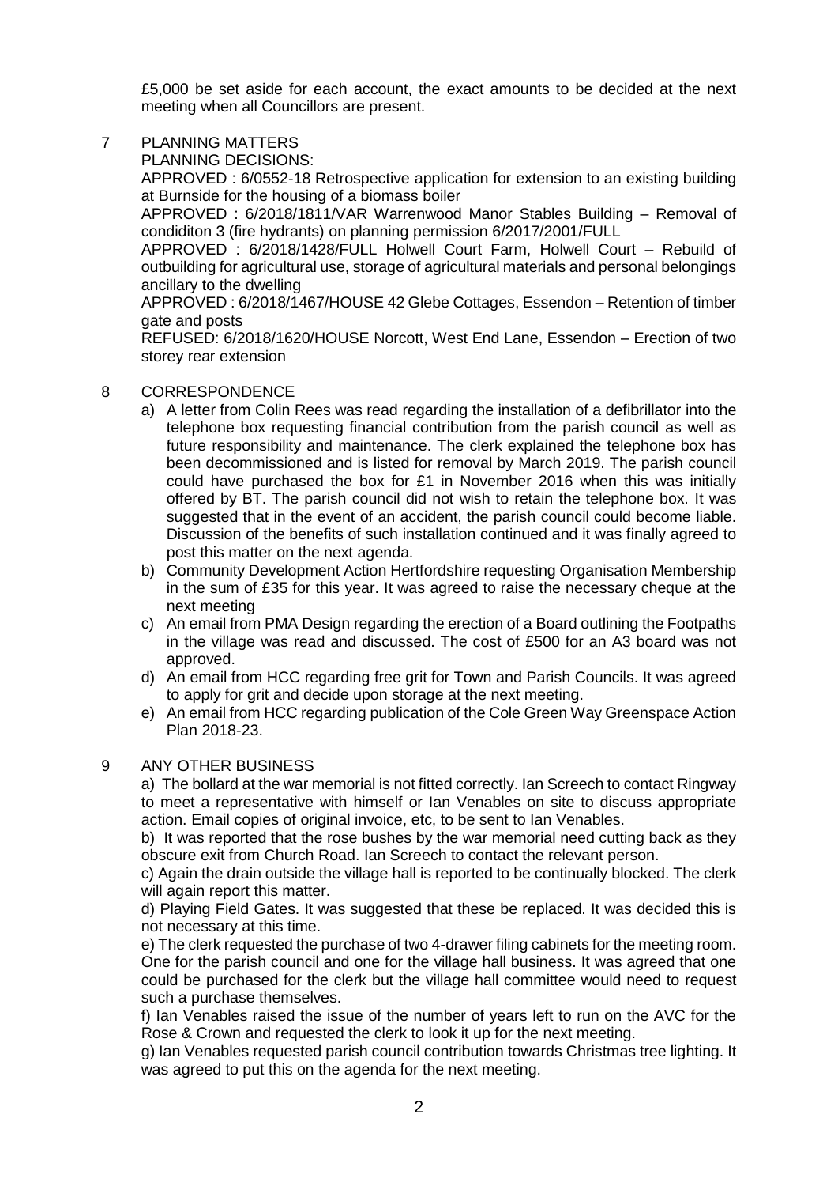£5,000 be set aside for each account, the exact amounts to be decided at the next meeting when all Councillors are present.

7 PLANNING MATTERS

PLANNING DECISIONS:

APPROVED : 6/0552-18 Retrospective application for extension to an existing building at Burnside for the housing of a biomass boiler

APPROVED : 6/2018/1811/VAR Warrenwood Manor Stables Building – Removal of condiditon 3 (fire hydrants) on planning permission 6/2017/2001/FULL

APPROVED : 6/2018/1428/FULL Holwell Court Farm, Holwell Court – Rebuild of outbuilding for agricultural use, storage of agricultural materials and personal belongings ancillary to the dwelling

APPROVED : 6/2018/1467/HOUSE 42 Glebe Cottages, Essendon – Retention of timber gate and posts

REFUSED: 6/2018/1620/HOUSE Norcott, West End Lane, Essendon – Erection of two storey rear extension

8 CORRESPONDENCE

a) A letter from Colin Rees was read regarding the installation of a defibrillator into the telephone box requesting financial contribution from the parish council as well as future responsibility and maintenance. The clerk explained the telephone box has been decommissioned and is listed for removal by March 2019. The parish council could have purchased the box for £1 in November 2016 when this was initially offered by BT. The parish council did not wish to retain the telephone box. It was suggested that in the event of an accident, the parish council could become liable. Discussion of the benefits of such installation continued and it was finally agreed to post this matter on the next agenda.

b) Community Development Action Hertfordshire requesting Organisation Membership in the sum of £35 for this year. It was agreed to raise the necessary cheque at the next meeting

c) An email from PMA Design regarding the erection of a Board outlining the Footpaths in the village was read and discussed. The cost of £500 for an A3 board was not approved.

d) An email from HCC regarding free grit for Town and Parish Councils. It was agreed to apply for grit and decide upon storage at the next meeting.

e) An email from HCC regarding publication of the Cole Green Way Greenspace Action Plan 2018-23.

9 ANY OTHER BUSINESS

a) The bollard at the war memorial is not fitted correctly. Ian Screech to contact Ringway to meet a representative with himself or Ian Venables on site to discuss appropriate action. Email copies of original invoice, etc, to be sent to Ian Venables.

b) It was reported that the rose bushes by the war memorial need cutting back as they obscure exit from Church Road. Ian Screech to contact the relevant person.

c) Again the drain outside the village hall is reported to be continually blocked. The clerk will again report this matter.

d) Playing Field Gates. It was suggested that these be replaced. It was decided this is not necessary at this time.

e) The clerk requested the purchase of two 4-drawer filing cabinets for the meeting room. One for the parish council and one for the village hall business. It was agreed that one could be purchased for the clerk but the village hall committee would need to request such a purchase themselves.

f) Ian Venables raised the issue of the number of years left to run on the AVC for the Rose & Crown and requested the clerk to look it up for the next meeting.

g) Ian Venables requested parish council contribution towards Christmas tree lighting. It was agreed to put this on the agenda for the next meeting.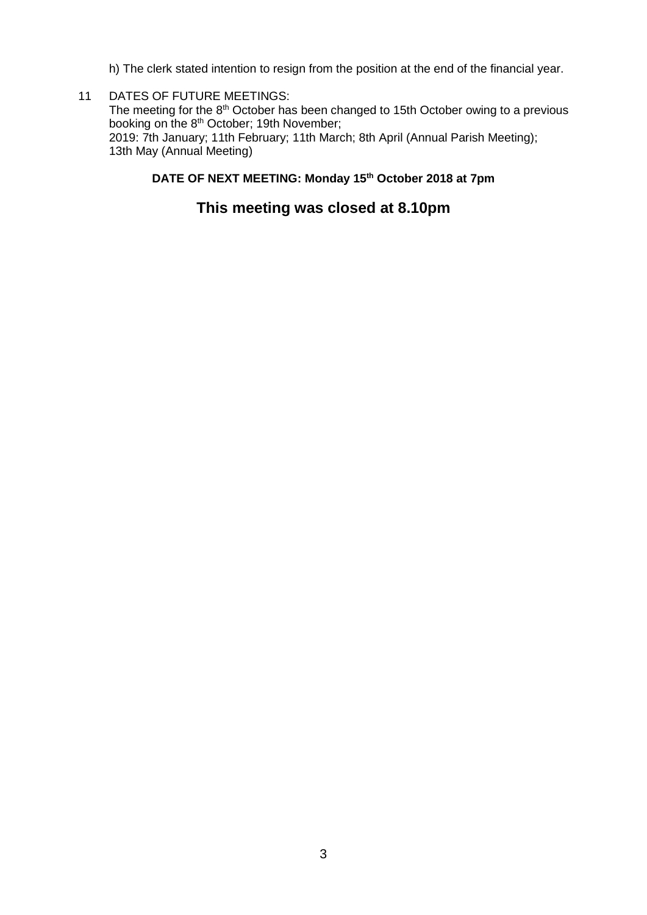h) The clerk stated intention to resign from the position at the end of the financial year.

11 DATES OF FUTURE MEETINGS:
The meeting for the 8th October has been changed to 15th October owing to a previous booking on the 8th October; 19th November;
2019: 7th January; 11th February; 11th March; 8th April (Annual Parish Meeting); 13th May (Annual Meeting)

**DATE OF NEXT MEETING: Monday 15th October 2018 at 7pm**

## This meeting was closed at 8.10pm